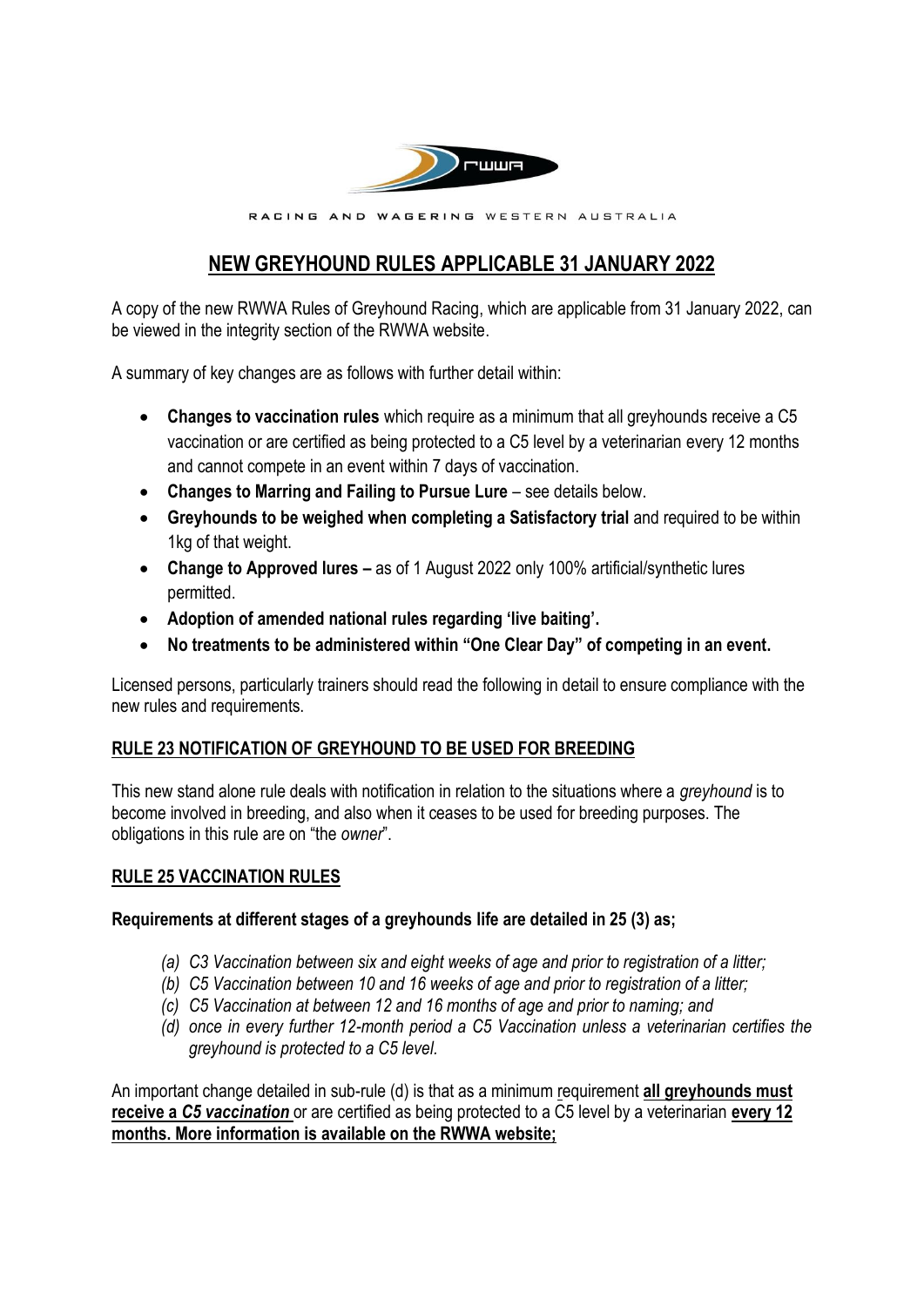RACING AND WAGERING WESTERN AUSTRALIA

# NEW GREYHOUND RULES APPLICABLE 31 JANUARY 2022

A copy of the new RWWA Rules of Greyhound Racing, which are applicable from 31 January 2022, can be viewed in the integrity section of the RWWA website.

A summary of key changes are as follows with further detail within:

- **Changes to vaccination rules** which require as a minimum that all greyhounds receive a C5 vaccination or are certified as being protected to a C5 level by a veterinarian every 12 months and cannot compete in an event within 7 days of vaccination.
- **Changes to Marring and Failing to Pursue Lure** – see details below.
- **Greyhounds to be weighed when completing a Satisfactory trial** and required to be within 1kg of that weight.
- **Change to Approved lures –** as of 1 August 2022 only 100% artificial/synthetic lures permitted.
- **Adoption of amended national rules regarding 'live baiting'.**
- **No treatments to be administered within "One Clear Day" of competing in an event.**

Licensed persons, particularly trainers should read the following in detail to ensure compliance with the new rules and requirements.

## RULE 23 NOTIFICATION OF GREYHOUND TO BE USED FOR BREEDING

This new stand alone rule deals with notification in relation to the situations where a *greyhound* is to become involved in breeding, and also when it ceases to be used for breeding purposes. The obligations in this rule are on "the *owner*".

## RULE 25 VACCINATION RULES

**Requirements at different stages of a greyhounds life are detailed in 25 (3) as;**

- *(a) C3 Vaccination between six and eight weeks of age and prior to registration of a litter;*
- *(b) C5 Vaccination between 10 and 16 weeks of age and prior to registration of a litter;*
- *(c) C5 Vaccination at between 12 and 16 months of age and prior to naming; and*
- *(d) once in every further 12-month period a C5 Vaccination unless a veterinarian certifies the greyhound is protected to a C5 level.*

An important change detailed in sub-rule (d) is that as a minimum requirement **all greyhounds must receive a *C5 vaccination*** or are certified as being protected to a C5 level by a veterinarian **every 12 months. More information is available on the RWWA website;**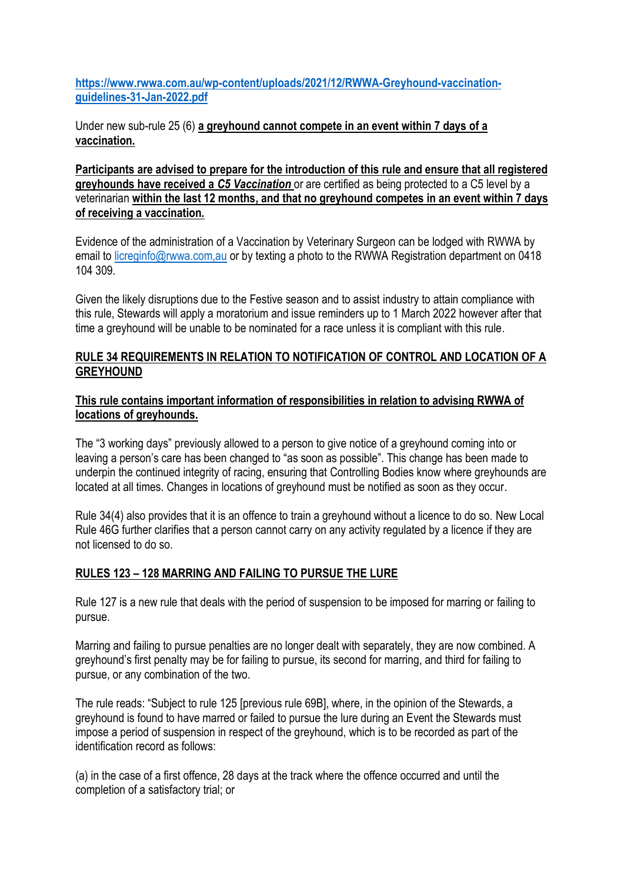**https://www.rwwa.com.au/wp-content/uploads/2021/12/RWWA-Greyhound-vaccination-guidelines-31-Jan-2022.pdf**

Under new sub-rule 25 (6) **a greyhound cannot compete in an event within 7 days of a vaccination.**

**Participants are advised to prepare for the introduction of this rule and ensure that all registered greyhounds have received a *C5 Vaccination*** or are certified as being protected to a C5 level by a veterinarian **within the last 12 months, and that no greyhound competes in an event within 7 days of receiving a vaccination.**

Evidence of the administration of a Vaccination by Veterinary Surgeon can be lodged with RWWA by email to licreginfo@rwwa.com,au or by texting a photo to the RWWA Registration department on 0418 104 309.

Given the likely disruptions due to the Festive season and to assist industry to attain compliance with this rule, Stewards will apply a moratorium and issue reminders up to 1 March 2022 however after that time a greyhound will be unable to be nominated for a race unless it is compliant with this rule.

## RULE 34 REQUIREMENTS IN RELATION TO NOTIFICATION OF CONTROL AND LOCATION OF A GREYHOUND

**This rule contains important information of responsibilities in relation to advising RWWA of locations of greyhounds.**

The "3 working days" previously allowed to a person to give notice of a greyhound coming into or leaving a person's care has been changed to "as soon as possible". This change has been made to underpin the continued integrity of racing, ensuring that Controlling Bodies know where greyhounds are located at all times. Changes in locations of greyhound must be notified as soon as they occur.

Rule 34(4) also provides that it is an offence to train a greyhound without a licence to do so. New Local Rule 46G further clarifies that a person cannot carry on any activity regulated by a licence if they are not licensed to do so.

## RULES 123 – 128 MARRING AND FAILING TO PURSUE THE LURE

Rule 127 is a new rule that deals with the period of suspension to be imposed for marring or failing to pursue.

Marring and failing to pursue penalties are no longer dealt with separately, they are now combined. A greyhound's first penalty may be for failing to pursue, its second for marring, and third for failing to pursue, or any combination of the two.

The rule reads: "Subject to rule 125 [previous rule 69B], where, in the opinion of the Stewards, a greyhound is found to have marred or failed to pursue the lure during an Event the Stewards must impose a period of suspension in respect of the greyhound, which is to be recorded as part of the identification record as follows:

(a) in the case of a first offence, 28 days at the track where the offence occurred and until the completion of a satisfactory trial; or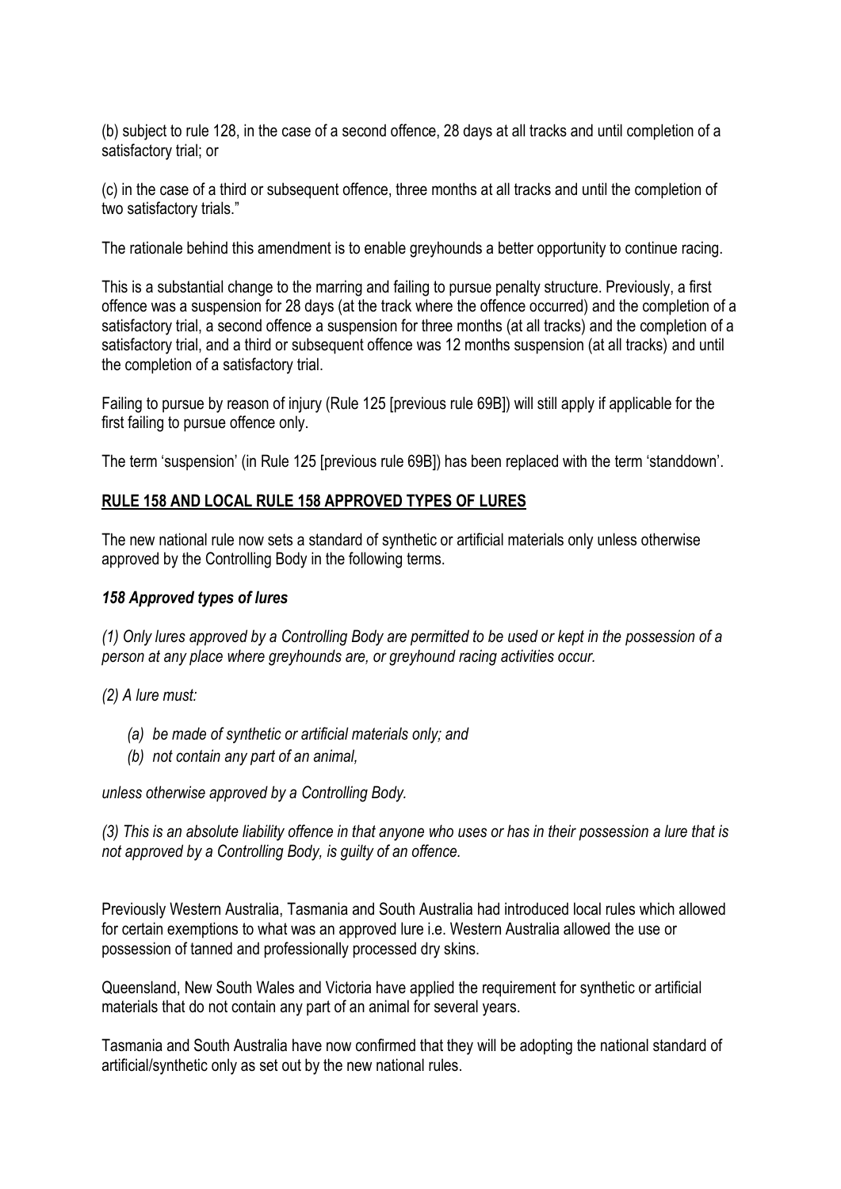(b) subject to rule 128, in the case of a second offence, 28 days at all tracks and until completion of a satisfactory trial; or

(c) in the case of a third or subsequent offence, three months at all tracks and until the completion of two satisfactory trials."

The rationale behind this amendment is to enable greyhounds a better opportunity to continue racing.

This is a substantial change to the marring and failing to pursue penalty structure. Previously, a first offence was a suspension for 28 days (at the track where the offence occurred) and the completion of a satisfactory trial, a second offence a suspension for three months (at all tracks) and the completion of a satisfactory trial, and a third or subsequent offence was 12 months suspension (at all tracks) and until the completion of a satisfactory trial.

Failing to pursue by reason of injury (Rule 125 [previous rule 69B]) will still apply if applicable for the first failing to pursue offence only.

The term 'suspension' (in Rule 125 [previous rule 69B]) has been replaced with the term 'standdown'.

## **RULE 158 AND LOCAL RULE 158 APPROVED TYPES OF LURES**

The new national rule now sets a standard of synthetic or artificial materials only unless otherwise approved by the Controlling Body in the following terms.

### ***158 Approved types of lures***

*(1) Only lures approved by a Controlling Body are permitted to be used or kept in the possession of a person at any place where greyhounds are, or greyhound racing activities occur.*

*(2) A lure must:*

- *(a) be made of synthetic or artificial materials only; and*
- *(b) not contain any part of an animal,*

*unless otherwise approved by a Controlling Body.*

*(3) This is an absolute liability offence in that anyone who uses or has in their possession a lure that is not approved by a Controlling Body, is guilty of an offence.*

Previously Western Australia, Tasmania and South Australia had introduced local rules which allowed for certain exemptions to what was an approved lure i.e. Western Australia allowed the use or possession of tanned and professionally processed dry skins.

Queensland, New South Wales and Victoria have applied the requirement for synthetic or artificial materials that do not contain any part of an animal for several years.

Tasmania and South Australia have now confirmed that they will be adopting the national standard of artificial/synthetic only as set out by the new national rules.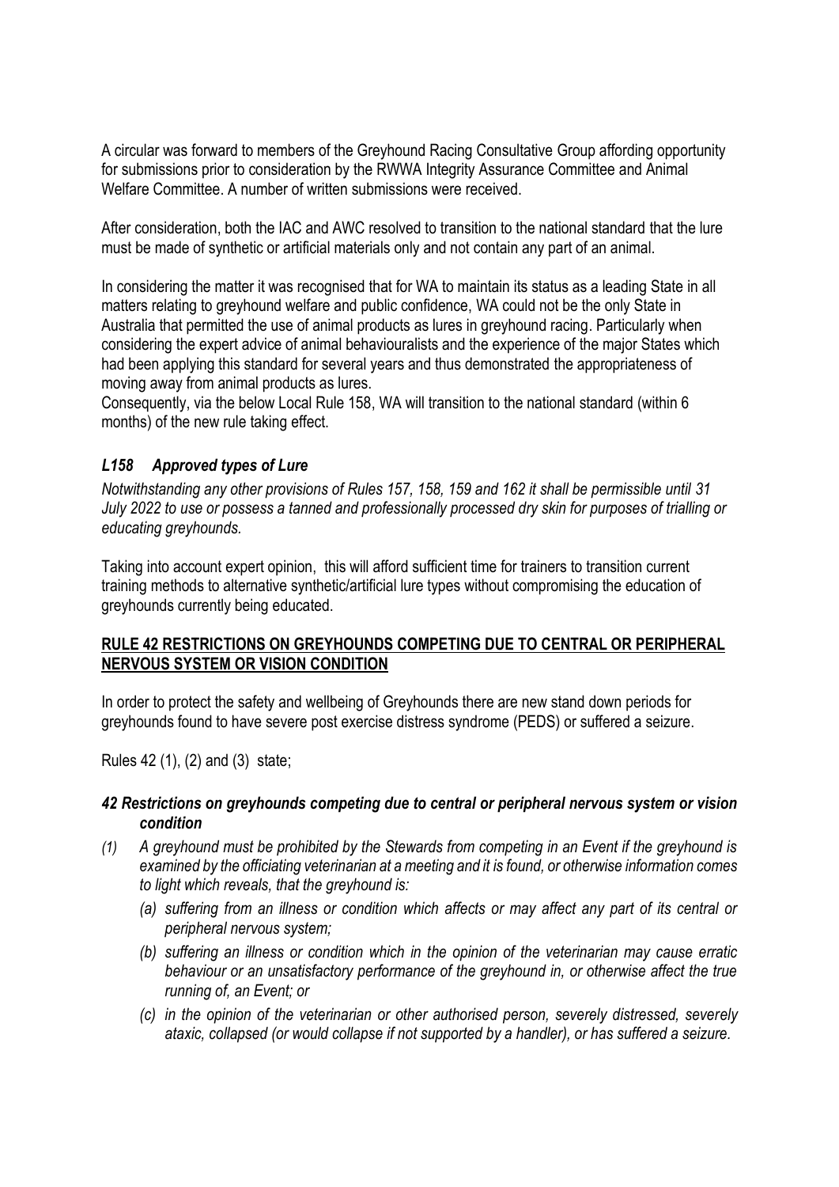A circular was forward to members of the Greyhound Racing Consultative Group affording opportunity for submissions prior to consideration by the RWWA Integrity Assurance Committee and Animal Welfare Committee. A number of written submissions were received.

After consideration, both the IAC and AWC resolved to transition to the national standard that the lure must be made of synthetic or artificial materials only and not contain any part of an animal.

In considering the matter it was recognised that for WA to maintain its status as a leading State in all matters relating to greyhound welfare and public confidence, WA could not be the only State in Australia that permitted the use of animal products as lures in greyhound racing. Particularly when considering the expert advice of animal behaviouralists and the experience of the major States which had been applying this standard for several years and thus demonstrated the appropriateness of moving away from animal products as lures.
Consequently, via the below Local Rule 158, WA will transition to the national standard (within 6 months) of the new rule taking effect.

### *L158 Approved types of Lure*

*Notwithstanding any other provisions of Rules 157, 158, 159 and 162 it shall be permissible until 31 July 2022 to use or possess a tanned and professionally processed dry skin for purposes of trialling or educating greyhounds.*

Taking into account expert opinion, this will afford sufficient time for trainers to transition current training methods to alternative synthetic/artificial lure types without compromising the education of greyhounds currently being educated.

## **RULE 42 RESTRICTIONS ON GREYHOUNDS COMPETING DUE TO CENTRAL OR PERIPHERAL NERVOUS SYSTEM OR VISION CONDITION**

In order to protect the safety and wellbeing of Greyhounds there are new stand down periods for greyhounds found to have severe post exercise distress syndrome (PEDS) or suffered a seizure.

Rules 42 (1), (2) and (3) state;

### *42 Restrictions on greyhounds competing due to central or peripheral nervous system or vision condition*

*(1) A greyhound must be prohibited by the Stewards from competing in an Event if the greyhound is examined by the officiating veterinarian at a meeting and it is found, or otherwise information comes to light which reveals, that the greyhound is:*

*(a) suffering from an illness or condition which affects or may affect any part of its central or peripheral nervous system;*

*(b) suffering an illness or condition which in the opinion of the veterinarian may cause erratic behaviour or an unsatisfactory performance of the greyhound in, or otherwise affect the true running of, an Event; or*

*(c) in the opinion of the veterinarian or other authorised person, severely distressed, severely ataxic, collapsed (or would collapse if not supported by a handler), or has suffered a seizure.*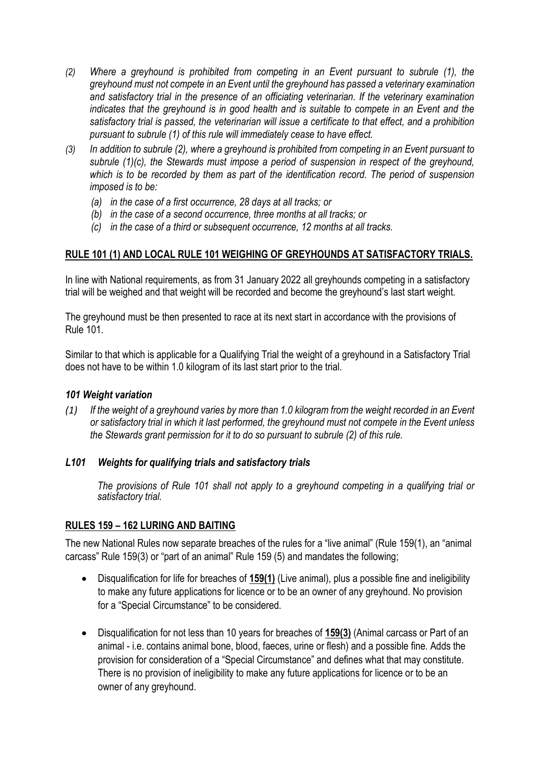*(2) Where a greyhound is prohibited from competing in an Event pursuant to subrule (1), the greyhound must not compete in an Event until the greyhound has passed a veterinary examination and satisfactory trial in the presence of an officiating veterinarian. If the veterinary examination indicates that the greyhound is in good health and is suitable to compete in an Event and the satisfactory trial is passed, the veterinarian will issue a certificate to that effect, and a prohibition pursuant to subrule (1) of this rule will immediately cease to have effect.*

*(3) In addition to subrule (2), where a greyhound is prohibited from competing in an Event pursuant to subrule (1)(c), the Stewards must impose a period of suspension in respect of the greyhound, which is to be recorded by them as part of the identification record. The period of suspension imposed is to be:*

- *(a) in the case of a first occurrence, 28 days at all tracks; or*
- *(b) in the case of a second occurrence, three months at all tracks; or*
- *(c) in the case of a third or subsequent occurrence, 12 months at all tracks.*

## RULE 101 (1) AND LOCAL RULE 101 WEIGHING OF GREYHOUNDS AT SATISFACTORY TRIALS.

In line with National requirements, as from 31 January 2022 all greyhounds competing in a satisfactory trial will be weighed and that weight will be recorded and become the greyhound's last start weight.

The greyhound must be then presented to race at its next start in accordance with the provisions of Rule 101.

Similar to that which is applicable for a Qualifying Trial the weight of a greyhound in a Satisfactory Trial does not have to be within 1.0 kilogram of its last start prior to the trial.

### *101 Weight variation*

*(1) If the weight of a greyhound varies by more than 1.0 kilogram from the weight recorded in an Event or satisfactory trial in which it last performed, the greyhound must not compete in the Event unless the Stewards grant permission for it to do so pursuant to subrule (2) of this rule.*

### *L101 Weights for qualifying trials and satisfactory trials*

*The provisions of Rule 101 shall not apply to a greyhound competing in a qualifying trial or satisfactory trial.*

## RULES 159 – 162 LURING AND BAITING

The new National Rules now separate breaches of the rules for a "live animal" (Rule 159(1), an "animal carcass" Rule 159(3) or "part of an animal" Rule 159 (5) and mandates the following;

- Disqualification for life for breaches of **159(1)** (Live animal), plus a possible fine and ineligibility to make any future applications for licence or to be an owner of any greyhound. No provision for a "Special Circumstance" to be considered.

- Disqualification for not less than 10 years for breaches of **159(3)** (Animal carcass or Part of an animal - i.e. contains animal bone, blood, faeces, urine or flesh) and a possible fine. Adds the provision for consideration of a "Special Circumstance" and defines what that may constitute. There is no provision of ineligibility to make any future applications for licence or to be an owner of any greyhound.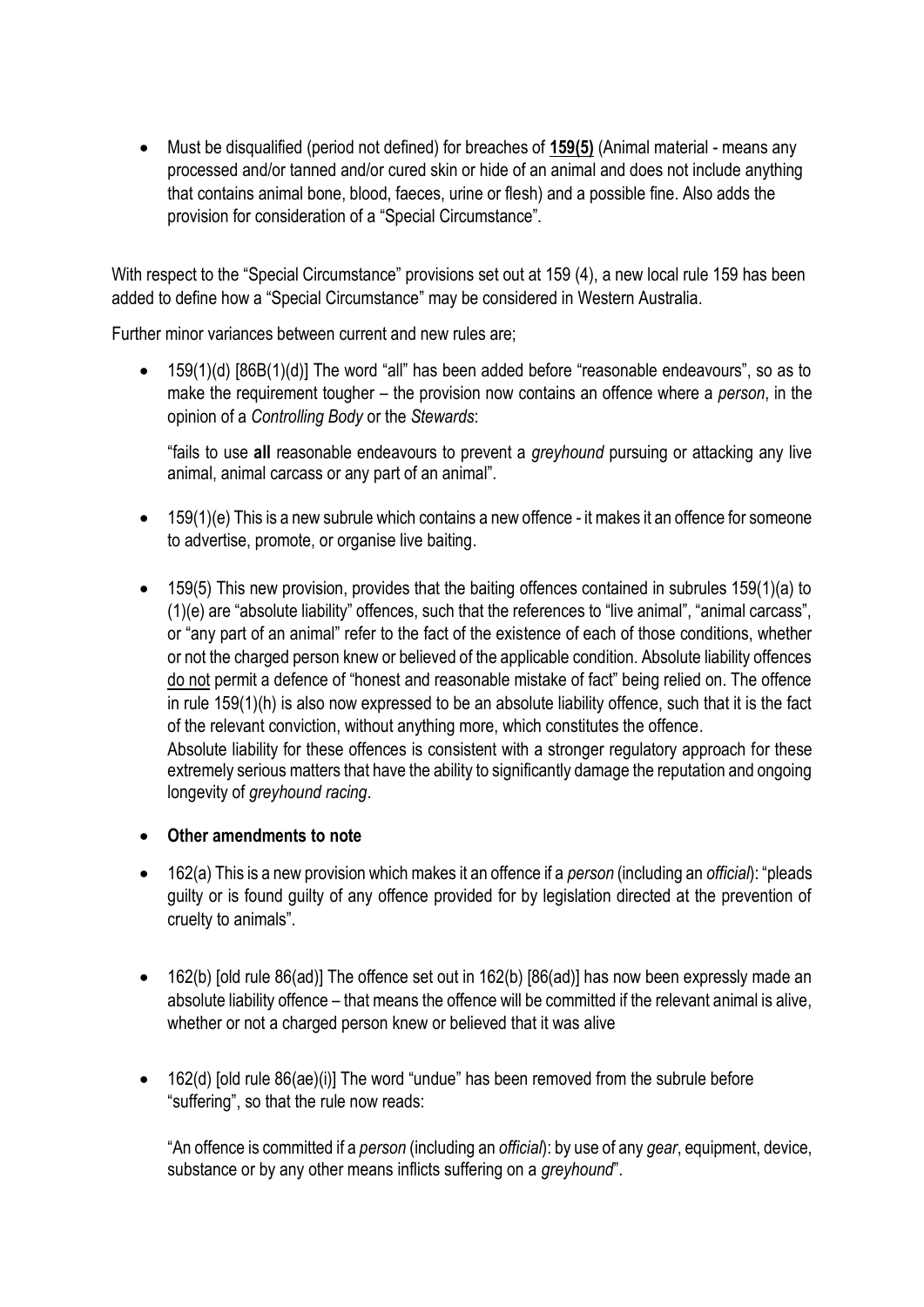- Must be disqualified (period not defined) for breaches of **159(5)** (Animal material - means any processed and/or tanned and/or cured skin or hide of an animal and does not include anything that contains animal bone, blood, faeces, urine or flesh) and a possible fine. Also adds the provision for consideration of a "Special Circumstance".

With respect to the "Special Circumstance" provisions set out at 159 (4), a new local rule 159 has been added to define how a "Special Circumstance" may be considered in Western Australia.

Further minor variances between current and new rules are;

- 159(1)(d) [86B(1)(d)] The word "all" has been added before "reasonable endeavours", so as to make the requirement tougher – the provision now contains an offence where a *person*, in the opinion of a *Controlling Body* or the *Stewards*:

  "fails to use **all** reasonable endeavours to prevent a *greyhound* pursuing or attacking any live animal, animal carcass or any part of an animal".

- 159(1)(e) This is a new subrule which contains a new offence - it makes it an offence for someone to advertise, promote, or organise live baiting.

- 159(5) This new provision, provides that the baiting offences contained in subrules 159(1)(a) to (1)(e) are "absolute liability" offences, such that the references to "live animal", "animal carcass", or "any part of an animal" refer to the fact of the existence of each of those conditions, whether or not the charged person knew or believed of the applicable condition. Absolute liability offences do not permit a defence of "honest and reasonable mistake of fact" being relied on. The offence in rule 159(1)(h) is also now expressed to be an absolute liability offence, such that it is the fact of the relevant conviction, without anything more, which constitutes the offence.
  Absolute liability for these offences is consistent with a stronger regulatory approach for these extremely serious matters that have the ability to significantly damage the reputation and ongoing longevity of *greyhound racing*.

- **Other amendments to note**

- 162(a) This is a new provision which makes it an offence if a *person* (including an *official*): "pleads guilty or is found guilty of any offence provided for by legislation directed at the prevention of cruelty to animals".

- 162(b) [old rule 86(ad)] The offence set out in 162(b) [86(ad)] has now been expressly made an absolute liability offence – that means the offence will be committed if the relevant animal is alive, whether or not a charged person knew or believed that it was alive

- 162(d) [old rule 86(ae)(i)] The word "undue" has been removed from the subrule before "suffering", so that the rule now reads:

  "An offence is committed if a *person* (including an *official*): by use of any *gear*, equipment, device, substance or by any other means inflicts suffering on a *greyhound*".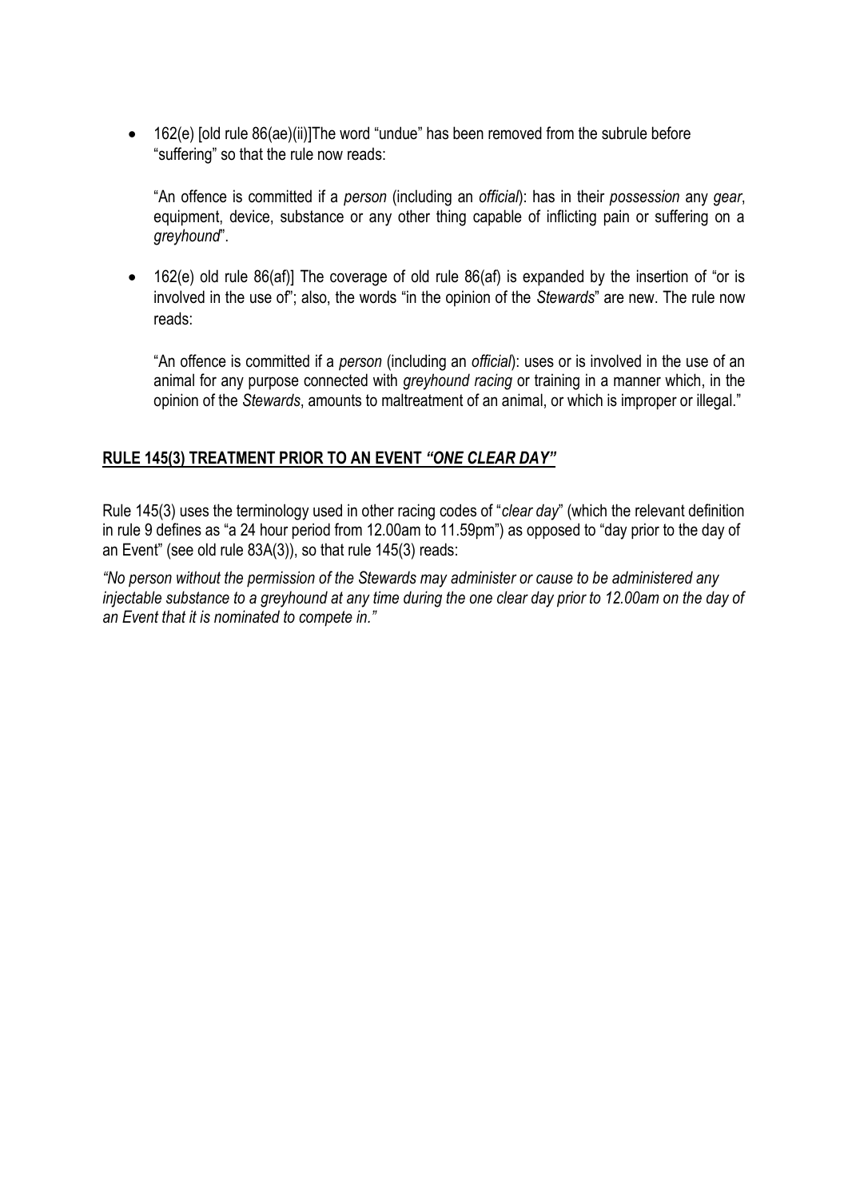- 162(e) [old rule 86(ae)(ii)]The word "undue" has been removed from the subrule before "suffering" so that the rule now reads:

  "An offence is committed if a *person* (including an *official*): has in their *possession* any *gear*, equipment, device, substance or any other thing capable of inflicting pain or suffering on a *greyhound*".

- 162(e) old rule 86(af)] The coverage of old rule 86(af) is expanded by the insertion of "or is involved in the use of"; also, the words "in the opinion of the *Stewards*" are new. The rule now reads:

  "An offence is committed if a *person* (including an *official*): uses or is involved in the use of an animal for any purpose connected with *greyhound racing* or training in a manner which, in the opinion of the *Stewards*, amounts to maltreatment of an animal, or which is improper or illegal."

## RULE 145(3) TREATMENT PRIOR TO AN EVENT *"ONE CLEAR DAY"*

Rule 145(3) uses the terminology used in other racing codes of "*clear day*" (which the relevant definition in rule 9 defines as "a 24 hour period from 12.00am to 11.59pm") as opposed to "day prior to the day of an Event" (see old rule 83A(3)), so that rule 145(3) reads:

*"No person without the permission of the Stewards may administer or cause to be administered any injectable substance to a greyhound at any time during the one clear day prior to 12.00am on the day of an Event that it is nominated to compete in."*